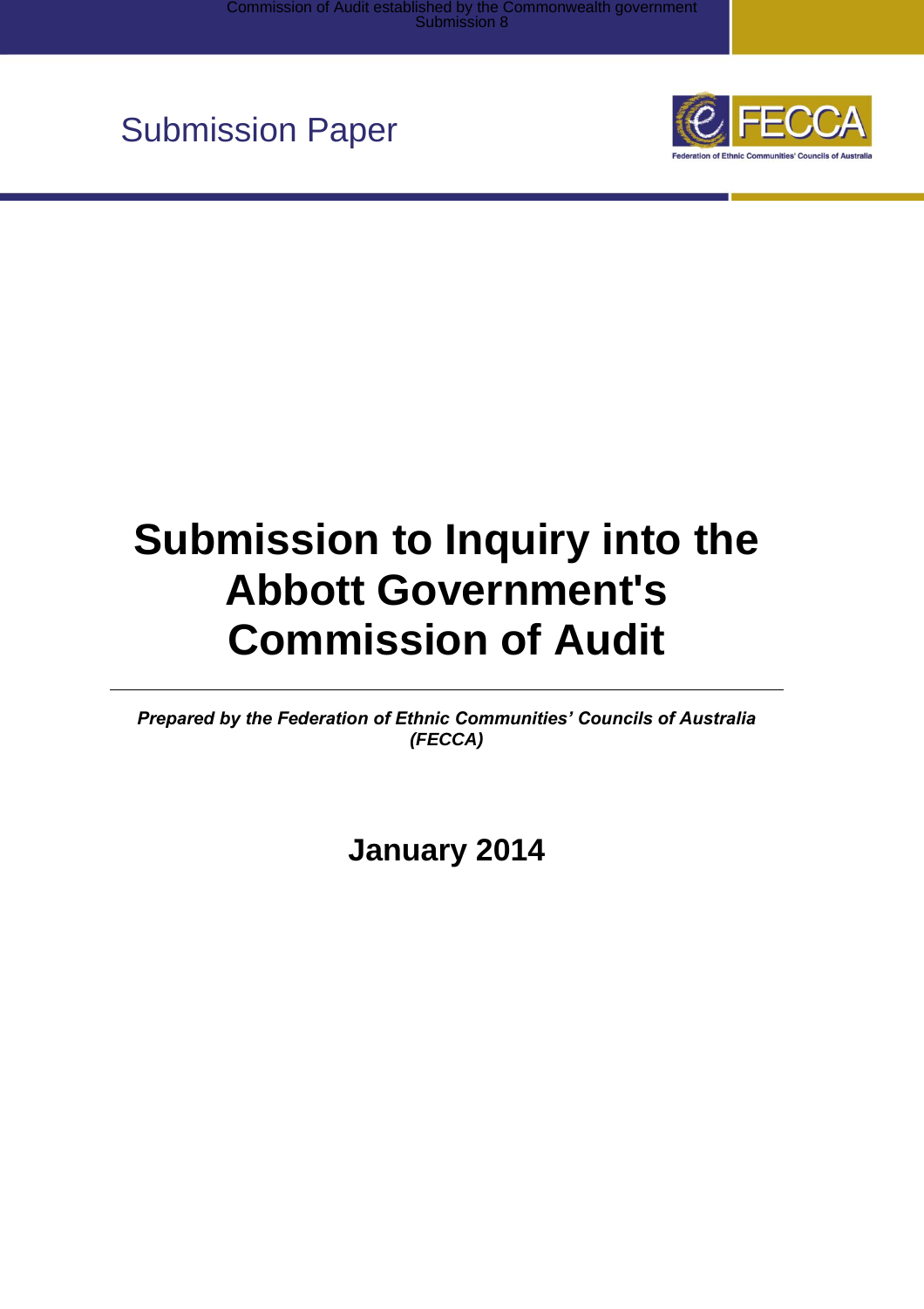Commission of Audit established by the Commonwealth government
Submission 8

Submission Paper

FECCA
Federation of Ethnic Communities' Councils of Australia

# Submission to Inquiry into the Abbott Government's Commission of Audit

***Prepared by the Federation of Ethnic Communities' Councils of Australia (FECCA)***

## January 2014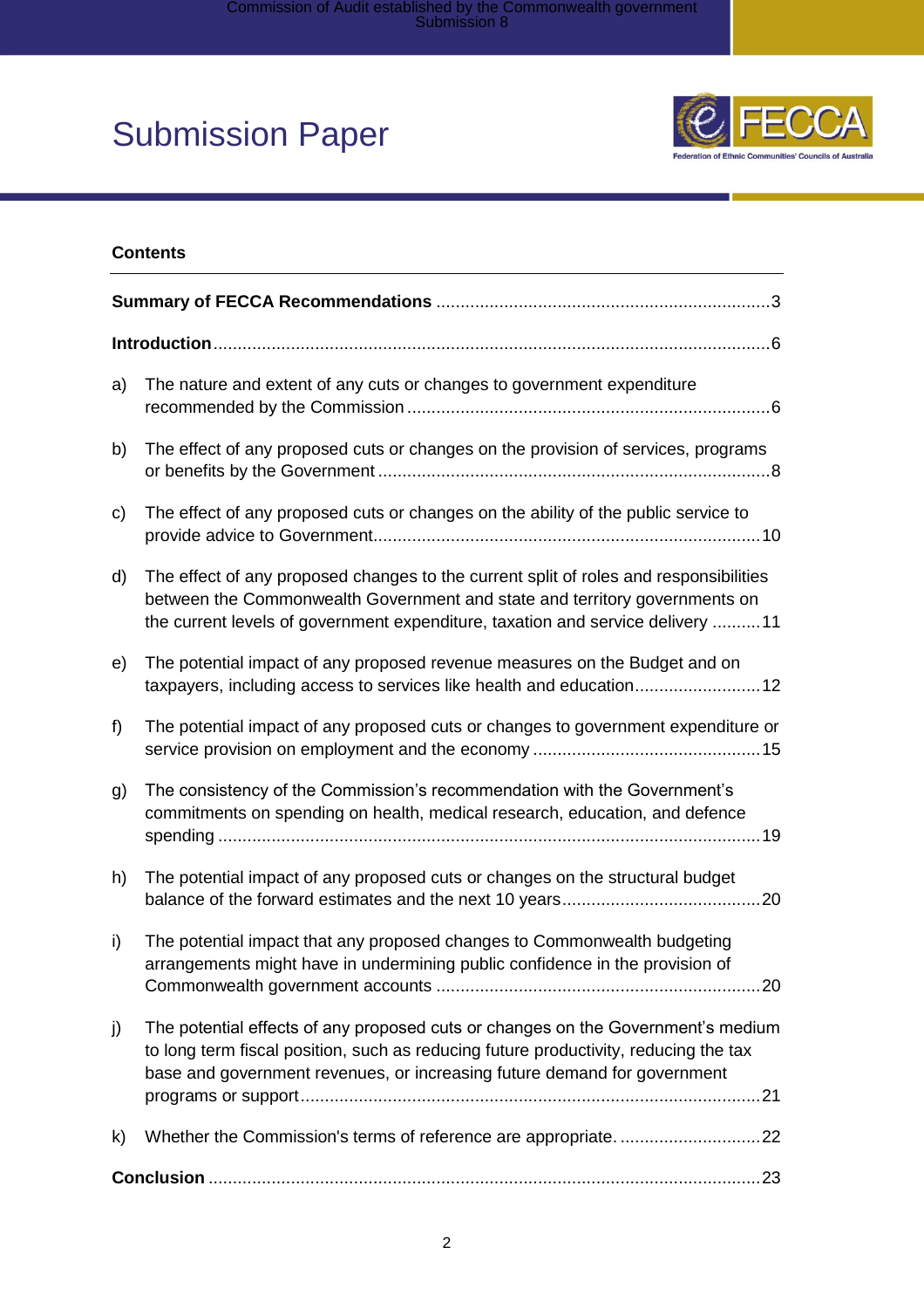# Submission Paper

## Contents

**Summary of FECCA Recommendations** .......... 3

**Introduction** .......... 6

a) The nature and extent of any cuts or changes to government expenditure recommended by the Commission .......... 6

b) The effect of any proposed cuts or changes on the provision of services, programs or benefits by the Government .......... 8

c) The effect of any proposed cuts or changes on the ability of the public service to provide advice to Government .......... 10

d) The effect of any proposed changes to the current split of roles and responsibilities between the Commonwealth Government and state and territory governments on the current levels of government expenditure, taxation and service delivery .......... 11

e) The potential impact of any proposed revenue measures on the Budget and on taxpayers, including access to services like health and education .......... 12

f) The potential impact of any proposed cuts or changes to government expenditure or service provision on employment and the economy .......... 15

g) The consistency of the Commission's recommendation with the Government's commitments on spending on health, medical research, education, and defence spending .......... 19

h) The potential impact of any proposed cuts or changes on the structural budget balance of the forward estimates and the next 10 years .......... 20

i) The potential impact that any proposed changes to Commonwealth budgeting arrangements might have in undermining public confidence in the provision of Commonwealth government accounts .......... 20

j) The potential effects of any proposed cuts or changes on the Government's medium to long term fiscal position, such as reducing future productivity, reducing the tax base and government revenues, or increasing future demand for government programs or support .......... 21

k) Whether the Commission's terms of reference are appropriate. .......... 22

**Conclusion** .......... 23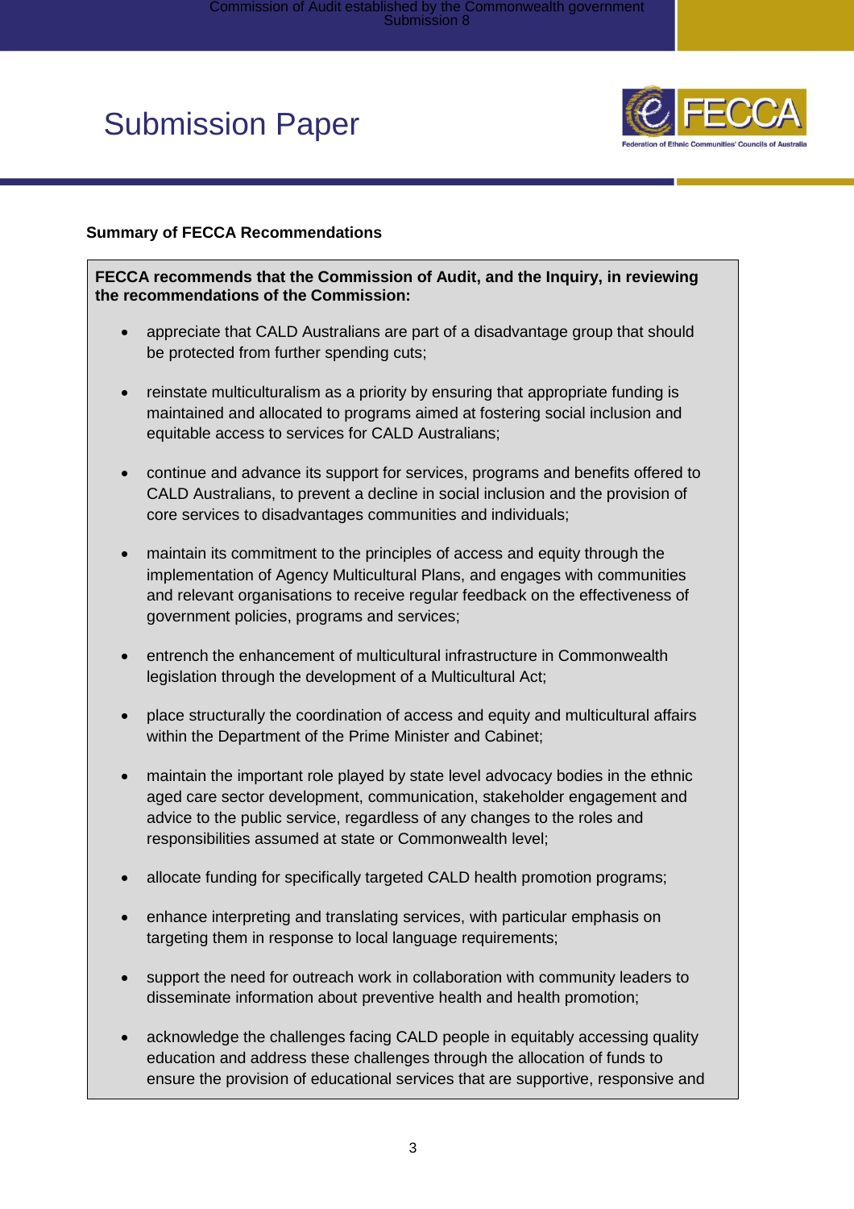# Submission Paper

### Summary of FECCA Recommendations

**FECCA recommends that the Commission of Audit, and the Inquiry, in reviewing the recommendations of the Commission:**

- appreciate that CALD Australians are part of a disadvantage group that should be protected from further spending cuts;
- reinstate multiculturalism as a priority by ensuring that appropriate funding is maintained and allocated to programs aimed at fostering social inclusion and equitable access to services for CALD Australians;
- continue and advance its support for services, programs and benefits offered to CALD Australians, to prevent a decline in social inclusion and the provision of core services to disadvantages communities and individuals;
- maintain its commitment to the principles of access and equity through the implementation of Agency Multicultural Plans, and engages with communities and relevant organisations to receive regular feedback on the effectiveness of government policies, programs and services;
- entrench the enhancement of multicultural infrastructure in Commonwealth legislation through the development of a Multicultural Act;
- place structurally the coordination of access and equity and multicultural affairs within the Department of the Prime Minister and Cabinet;
- maintain the important role played by state level advocacy bodies in the ethnic aged care sector development, communication, stakeholder engagement and advice to the public service, regardless of any changes to the roles and responsibilities assumed at state or Commonwealth level;
- allocate funding for specifically targeted CALD health promotion programs;
- enhance interpreting and translating services, with particular emphasis on targeting them in response to local language requirements;
- support the need for outreach work in collaboration with community leaders to disseminate information about preventive health and health promotion;
- acknowledge the challenges facing CALD people in equitably accessing quality education and address these challenges through the allocation of funds to ensure the provision of educational services that are supportive, responsive and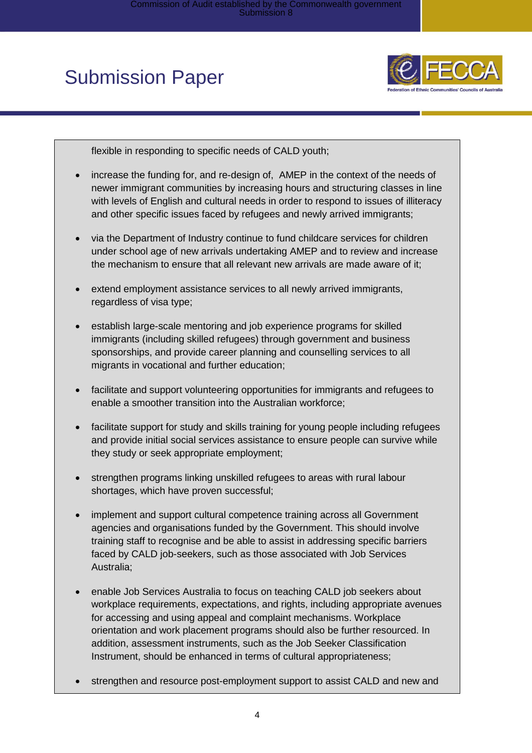flexible in responding to specific needs of CALD youth;

- increase the funding for, and re-design of, AMEP in the context of the needs of newer immigrant communities by increasing hours and structuring classes in line with levels of English and cultural needs in order to respond to issues of illiteracy and other specific issues faced by refugees and newly arrived immigrants;

- via the Department of Industry continue to fund childcare services for children under school age of new arrivals undertaking AMEP and to review and increase the mechanism to ensure that all relevant new arrivals are made aware of it;

- extend employment assistance services to all newly arrived immigrants, regardless of visa type;

- establish large-scale mentoring and job experience programs for skilled immigrants (including skilled refugees) through government and business sponsorships, and provide career planning and counselling services to all migrants in vocational and further education;

- facilitate and support volunteering opportunities for immigrants and refugees to enable a smoother transition into the Australian workforce;

- facilitate support for study and skills training for young people including refugees and provide initial social services assistance to ensure people can survive while they study or seek appropriate employment;

- strengthen programs linking unskilled refugees to areas with rural labour shortages, which have proven successful;

- implement and support cultural competence training across all Government agencies and organisations funded by the Government. This should involve training staff to recognise and be able to assist in addressing specific barriers faced by CALD job-seekers, such as those associated with Job Services Australia;

- enable Job Services Australia to focus on teaching CALD job seekers about workplace requirements, expectations, and rights, including appropriate avenues for accessing and using appeal and complaint mechanisms. Workplace orientation and work placement programs should also be further resourced. In addition, assessment instruments, such as the Job Seeker Classification Instrument, should be enhanced in terms of cultural appropriateness;

- strengthen and resource post-employment support to assist CALD and new and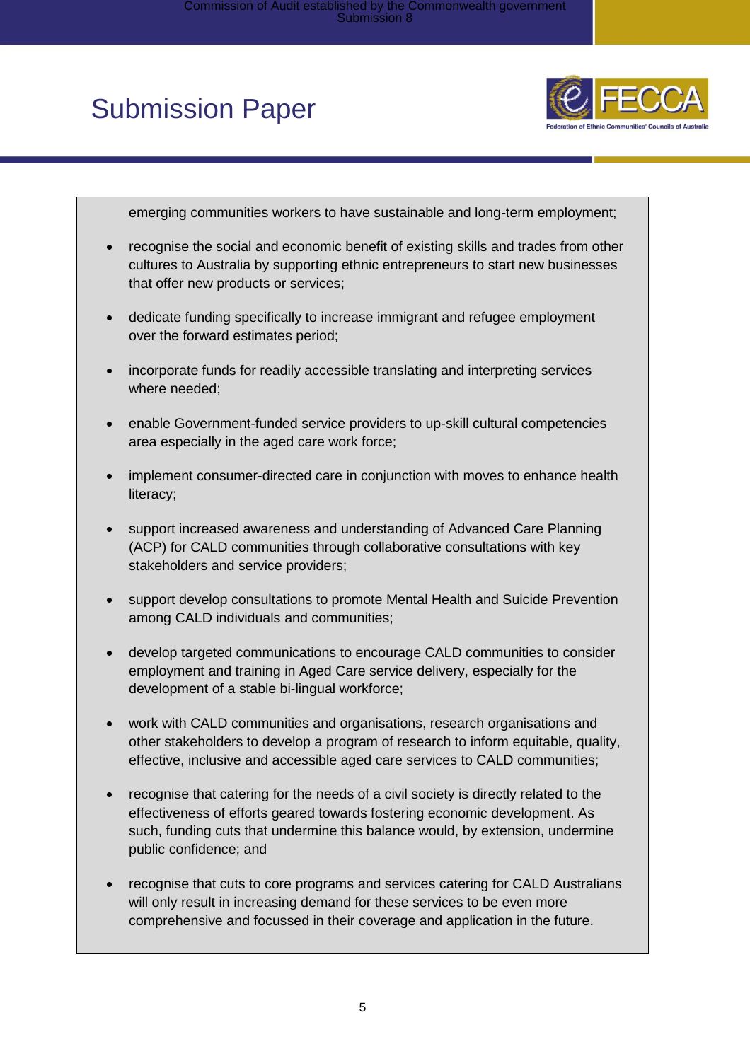emerging communities workers to have sustainable and long-term employment;

- recognise the social and economic benefit of existing skills and trades from other cultures to Australia by supporting ethnic entrepreneurs to start new businesses that offer new products or services;
- dedicate funding specifically to increase immigrant and refugee employment over the forward estimates period;
- incorporate funds for readily accessible translating and interpreting services where needed;
- enable Government-funded service providers to up-skill cultural competencies area especially in the aged care work force;
- implement consumer-directed care in conjunction with moves to enhance health literacy;
- support increased awareness and understanding of Advanced Care Planning (ACP) for CALD communities through collaborative consultations with key stakeholders and service providers;
- support develop consultations to promote Mental Health and Suicide Prevention among CALD individuals and communities;
- develop targeted communications to encourage CALD communities to consider employment and training in Aged Care service delivery, especially for the development of a stable bi-lingual workforce;
- work with CALD communities and organisations, research organisations and other stakeholders to develop a program of research to inform equitable, quality, effective, inclusive and accessible aged care services to CALD communities;
- recognise that catering for the needs of a civil society is directly related to the effectiveness of efforts geared towards fostering economic development. As such, funding cuts that undermine this balance would, by extension, undermine public confidence; and
- recognise that cuts to core programs and services catering for CALD Australians will only result in increasing demand for these services to be even more comprehensive and focussed in their coverage and application in the future.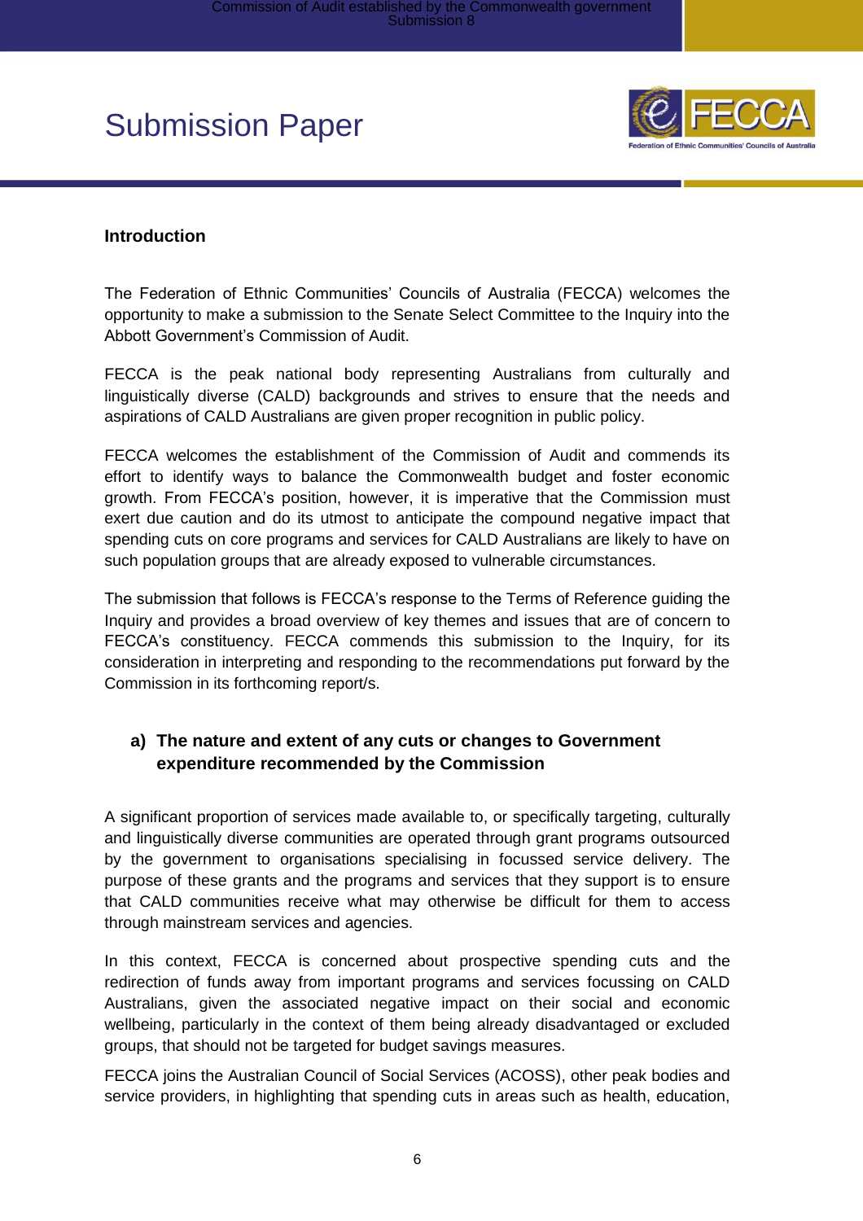# Submission Paper

## Introduction

The Federation of Ethnic Communities' Councils of Australia (FECCA) welcomes the opportunity to make a submission to the Senate Select Committee to the Inquiry into the Abbott Government's Commission of Audit.

FECCA is the peak national body representing Australians from culturally and linguistically diverse (CALD) backgrounds and strives to ensure that the needs and aspirations of CALD Australians are given proper recognition in public policy.

FECCA welcomes the establishment of the Commission of Audit and commends its effort to identify ways to balance the Commonwealth budget and foster economic growth. From FECCA's position, however, it is imperative that the Commission must exert due caution and do its utmost to anticipate the compound negative impact that spending cuts on core programs and services for CALD Australians are likely to have on such population groups that are already exposed to vulnerable circumstances.

The submission that follows is FECCA's response to the Terms of Reference guiding the Inquiry and provides a broad overview of key themes and issues that are of concern to FECCA's constituency. FECCA commends this submission to the Inquiry, for its consideration in interpreting and responding to the recommendations put forward by the Commission in its forthcoming report/s.

### a) The nature and extent of any cuts or changes to Government expenditure recommended by the Commission

A significant proportion of services made available to, or specifically targeting, culturally and linguistically diverse communities are operated through grant programs outsourced by the government to organisations specialising in focussed service delivery. The purpose of these grants and the programs and services that they support is to ensure that CALD communities receive what may otherwise be difficult for them to access through mainstream services and agencies.

In this context, FECCA is concerned about prospective spending cuts and the redirection of funds away from important programs and services focussing on CALD Australians, given the associated negative impact on their social and economic wellbeing, particularly in the context of them being already disadvantaged or excluded groups, that should not be targeted for budget savings measures.

FECCA joins the Australian Council of Social Services (ACOSS), other peak bodies and service providers, in highlighting that spending cuts in areas such as health, education,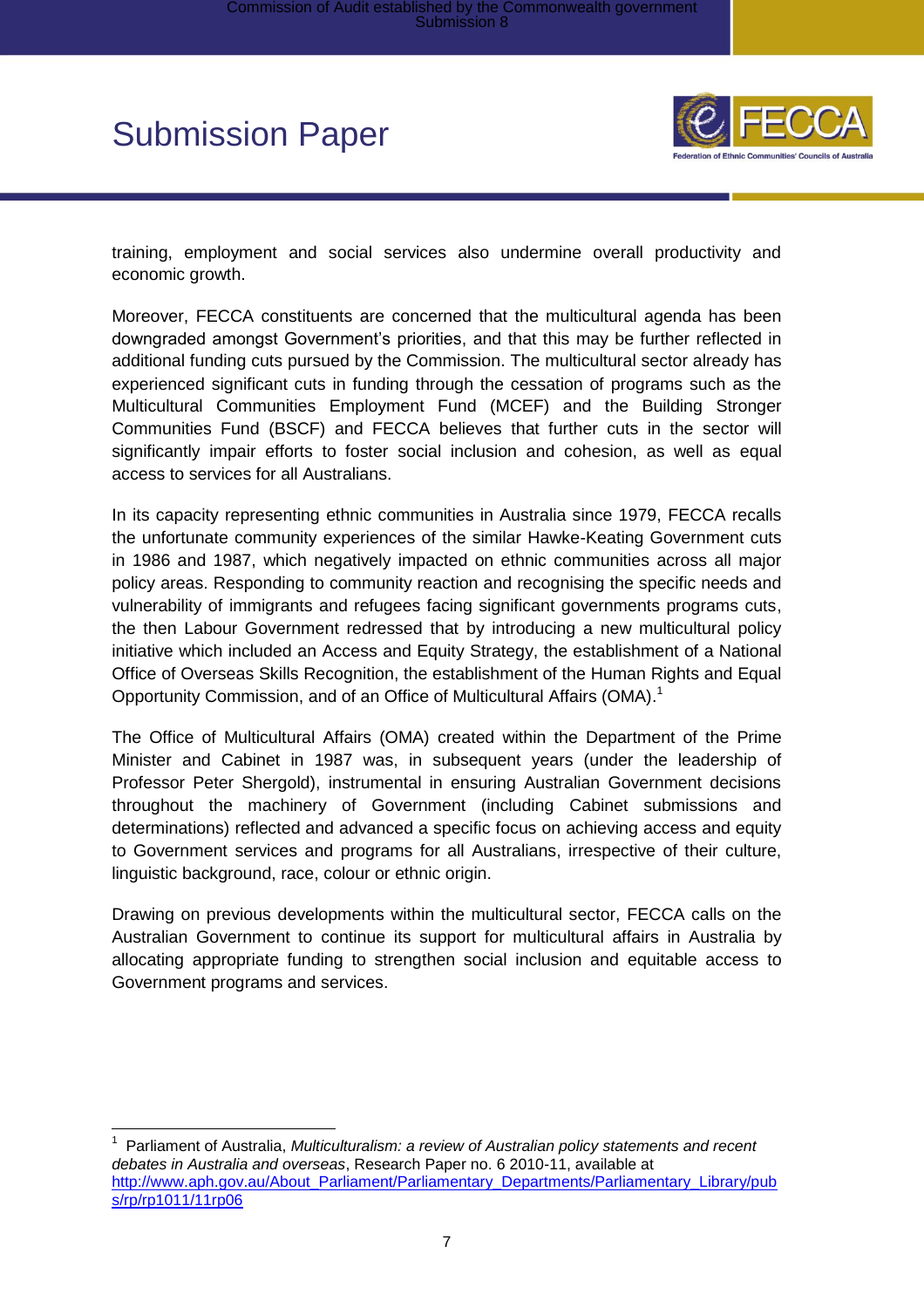training, employment and social services also undermine overall productivity and economic growth.

Moreover, FECCA constituents are concerned that the multicultural agenda has been downgraded amongst Government's priorities, and that this may be further reflected in additional funding cuts pursued by the Commission. The multicultural sector already has experienced significant cuts in funding through the cessation of programs such as the Multicultural Communities Employment Fund (MCEF) and the Building Stronger Communities Fund (BSCF) and FECCA believes that further cuts in the sector will significantly impair efforts to foster social inclusion and cohesion, as well as equal access to services for all Australians.

In its capacity representing ethnic communities in Australia since 1979, FECCA recalls the unfortunate community experiences of the similar Hawke-Keating Government cuts in 1986 and 1987, which negatively impacted on ethnic communities across all major policy areas. Responding to community reaction and recognising the specific needs and vulnerability of immigrants and refugees facing significant governments programs cuts, the then Labour Government redressed that by introducing a new multicultural policy initiative which included an Access and Equity Strategy, the establishment of a National Office of Overseas Skills Recognition, the establishment of the Human Rights and Equal Opportunity Commission, and of an Office of Multicultural Affairs (OMA).[1]

The Office of Multicultural Affairs (OMA) created within the Department of the Prime Minister and Cabinet in 1987 was, in subsequent years (under the leadership of Professor Peter Shergold), instrumental in ensuring Australian Government decisions throughout the machinery of Government (including Cabinet submissions and determinations) reflected and advanced a specific focus on achieving access and equity to Government services and programs for all Australians, irrespective of their culture, linguistic background, race, colour or ethnic origin.

Drawing on previous developments within the multicultural sector, FECCA calls on the Australian Government to continue its support for multicultural affairs in Australia by allocating appropriate funding to strengthen social inclusion and equitable access to Government programs and services.

---

[1] Parliament of Australia, *Multiculturalism: a review of Australian policy statements and recent debates in Australia and overseas*, Research Paper no. 6 2010-11, available at http://www.aph.gov.au/About_Parliament/Parliamentary_Departments/Parliamentary_Library/pubs/rp/rp1011/11rp06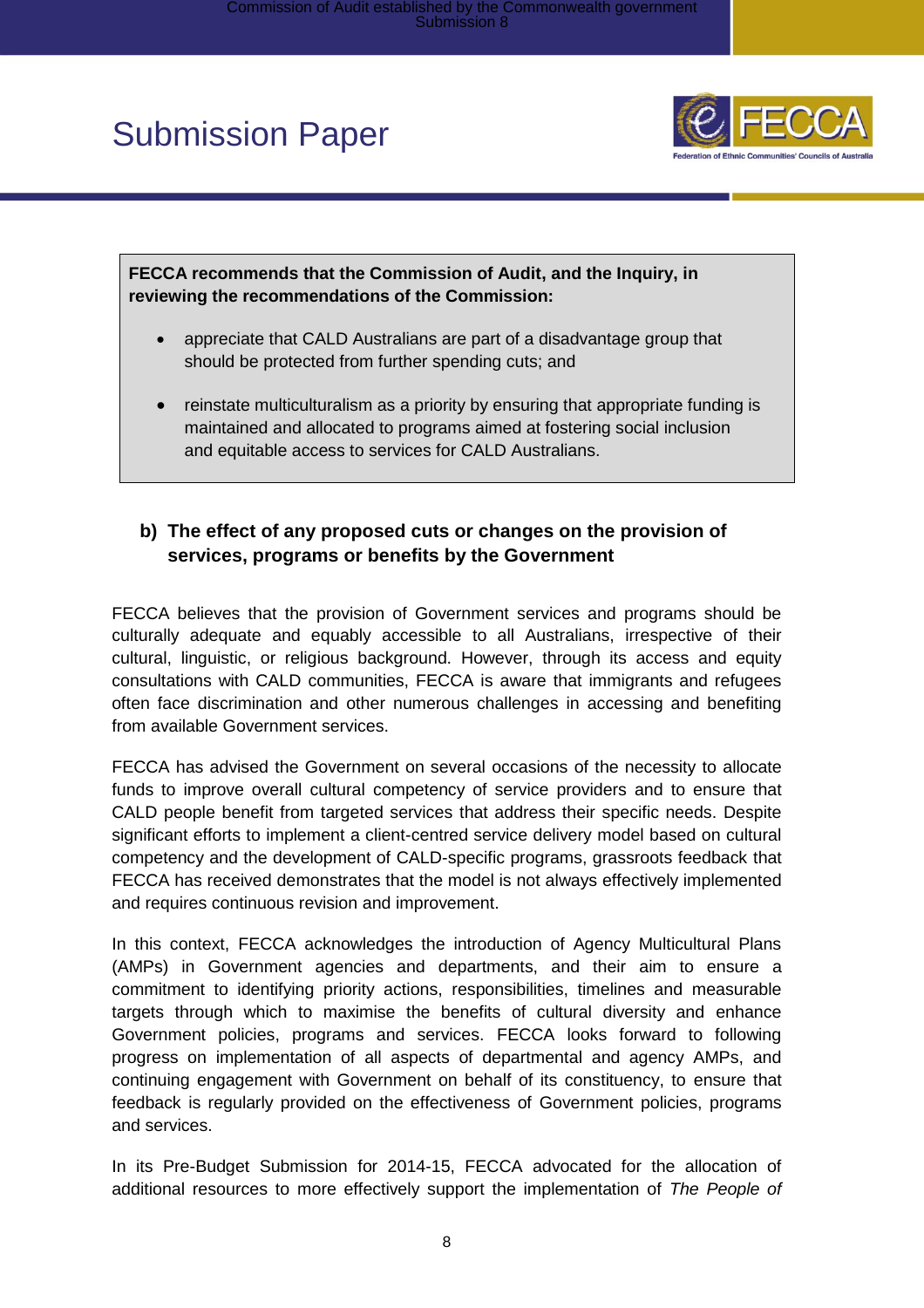**FECCA recommends that the Commission of Audit, and the Inquiry, in reviewing the recommendations of the Commission:**

- appreciate that CALD Australians are part of a disadvantage group that should be protected from further spending cuts; and
- reinstate multiculturalism as a priority by ensuring that appropriate funding is maintained and allocated to programs aimed at fostering social inclusion and equitable access to services for CALD Australians.

### b) The effect of any proposed cuts or changes on the provision of services, programs or benefits by the Government

FECCA believes that the provision of Government services and programs should be culturally adequate and equably accessible to all Australians, irrespective of their cultural, linguistic, or religious background. However, through its access and equity consultations with CALD communities, FECCA is aware that immigrants and refugees often face discrimination and other numerous challenges in accessing and benefiting from available Government services.

FECCA has advised the Government on several occasions of the necessity to allocate funds to improve overall cultural competency of service providers and to ensure that CALD people benefit from targeted services that address their specific needs. Despite significant efforts to implement a client-centred service delivery model based on cultural competency and the development of CALD-specific programs, grassroots feedback that FECCA has received demonstrates that the model is not always effectively implemented and requires continuous revision and improvement.

In this context, FECCA acknowledges the introduction of Agency Multicultural Plans (AMPs) in Government agencies and departments, and their aim to ensure a commitment to identifying priority actions, responsibilities, timelines and measurable targets through which to maximise the benefits of cultural diversity and enhance Government policies, programs and services. FECCA looks forward to following progress on implementation of all aspects of departmental and agency AMPs, and continuing engagement with Government on behalf of its constituency, to ensure that feedback is regularly provided on the effectiveness of Government policies, programs and services.

In its Pre-Budget Submission for 2014-15, FECCA advocated for the allocation of additional resources to more effectively support the implementation of *The People of*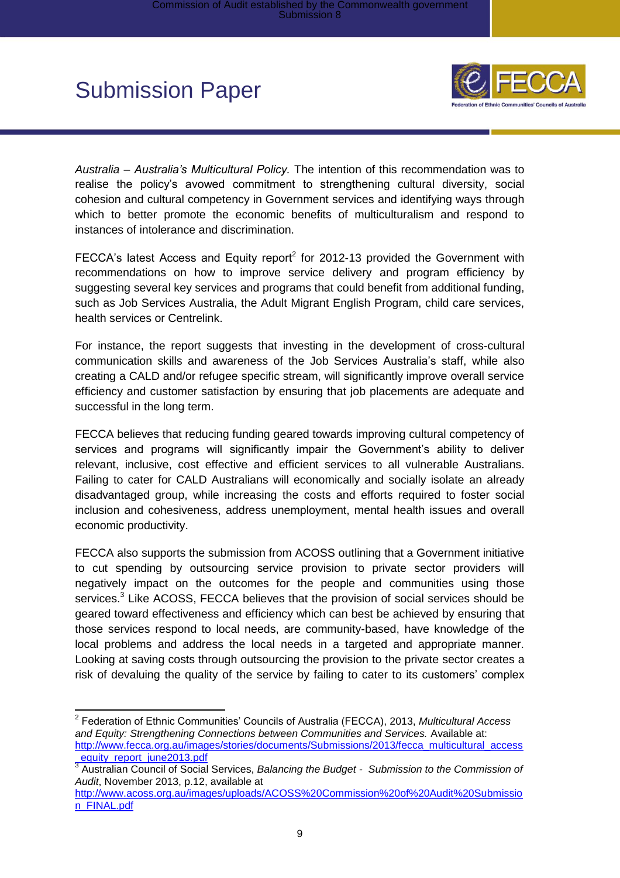*Australia – Australia's Multicultural Policy.* The intention of this recommendation was to realise the policy's avowed commitment to strengthening cultural diversity, social cohesion and cultural competency in Government services and identifying ways through which to better promote the economic benefits of multiculturalism and respond to instances of intolerance and discrimination.

FECCA's latest Access and Equity report[2] for 2012-13 provided the Government with recommendations on how to improve service delivery and program efficiency by suggesting several key services and programs that could benefit from additional funding, such as Job Services Australia, the Adult Migrant English Program, child care services, health services or Centrelink.

For instance, the report suggests that investing in the development of cross-cultural communication skills and awareness of the Job Services Australia's staff, while also creating a CALD and/or refugee specific stream, will significantly improve overall service efficiency and customer satisfaction by ensuring that job placements are adequate and successful in the long term.

FECCA believes that reducing funding geared towards improving cultural competency of services and programs will significantly impair the Government's ability to deliver relevant, inclusive, cost effective and efficient services to all vulnerable Australians. Failing to cater for CALD Australians will economically and socially isolate an already disadvantaged group, while increasing the costs and efforts required to foster social inclusion and cohesiveness, address unemployment, mental health issues and overall economic productivity.

FECCA also supports the submission from ACOSS outlining that a Government initiative to cut spending by outsourcing service provision to private sector providers will negatively impact on the outcomes for the people and communities using those services.[3] Like ACOSS, FECCA believes that the provision of social services should be geared toward effectiveness and efficiency which can best be achieved by ensuring that those services respond to local needs, are community-based, have knowledge of the local problems and address the local needs in a targeted and appropriate manner. Looking at saving costs through outsourcing the provision to the private sector creates a risk of devaluing the quality of the service by failing to cater to its customers' complex

---

[2] Federation of Ethnic Communities' Councils of Australia (FECCA), 2013, *Multicultural Access and Equity: Strengthening Connections between Communities and Services.* Available at: http://www.fecca.org.au/images/stories/documents/Submissions/2013/fecca_multicultural_access_equity_report_june2013.pdf

[3] Australian Council of Social Services, *Balancing the Budget - Submission to the Commission of Audit*, November 2013, p.12, available at http://www.acoss.org.au/images/uploads/ACOSS%20Commission%20of%20Audit%20Submission_FINAL.pdf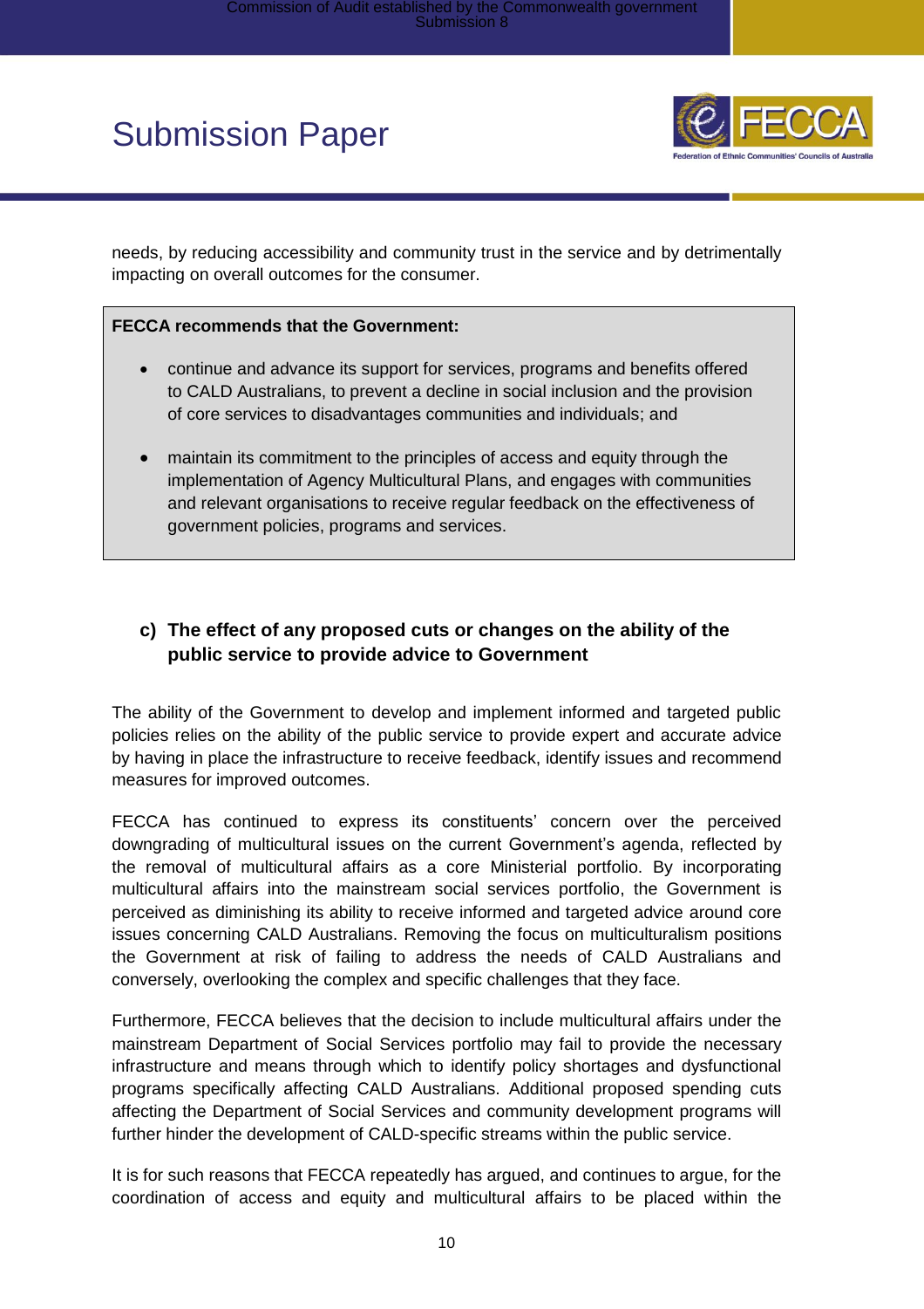needs, by reducing accessibility and community trust in the service and by detrimentally impacting on overall outcomes for the consumer.

**FECCA recommends that the Government:**

- continue and advance its support for services, programs and benefits offered to CALD Australians, to prevent a decline in social inclusion and the provision of core services to disadvantages communities and individuals; and
- maintain its commitment to the principles of access and equity through the implementation of Agency Multicultural Plans, and engages with communities and relevant organisations to receive regular feedback on the effectiveness of government policies, programs and services.

### c) The effect of any proposed cuts or changes on the ability of the public service to provide advice to Government

The ability of the Government to develop and implement informed and targeted public policies relies on the ability of the public service to provide expert and accurate advice by having in place the infrastructure to receive feedback, identify issues and recommend measures for improved outcomes.

FECCA has continued to express its constituents' concern over the perceived downgrading of multicultural issues on the current Government's agenda, reflected by the removal of multicultural affairs as a core Ministerial portfolio. By incorporating multicultural affairs into the mainstream social services portfolio, the Government is perceived as diminishing its ability to receive informed and targeted advice around core issues concerning CALD Australians. Removing the focus on multiculturalism positions the Government at risk of failing to address the needs of CALD Australians and conversely, overlooking the complex and specific challenges that they face.

Furthermore, FECCA believes that the decision to include multicultural affairs under the mainstream Department of Social Services portfolio may fail to provide the necessary infrastructure and means through which to identify policy shortages and dysfunctional programs specifically affecting CALD Australians. Additional proposed spending cuts affecting the Department of Social Services and community development programs will further hinder the development of CALD-specific streams within the public service.

It is for such reasons that FECCA repeatedly has argued, and continues to argue, for the coordination of access and equity and multicultural affairs to be placed within the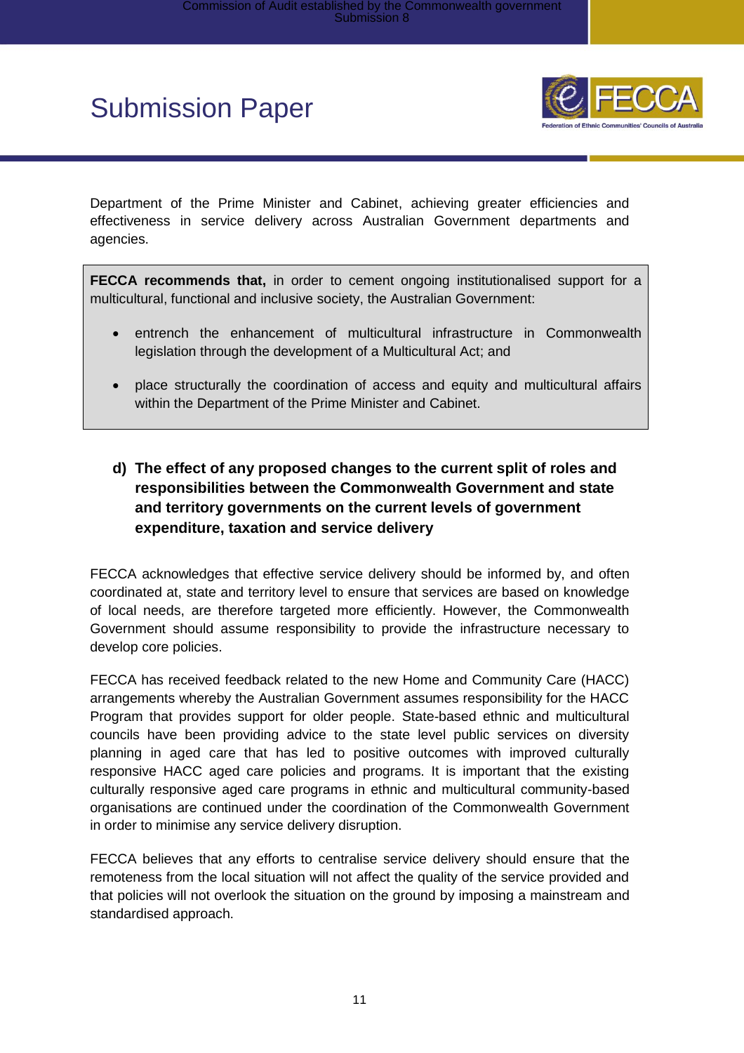Department of the Prime Minister and Cabinet, achieving greater efficiencies and effectiveness in service delivery across Australian Government departments and agencies.

**FECCA recommends that,** in order to cement ongoing institutionalised support for a multicultural, functional and inclusive society, the Australian Government:

- entrench the enhancement of multicultural infrastructure in Commonwealth legislation through the development of a Multicultural Act; and
- place structurally the coordination of access and equity and multicultural affairs within the Department of the Prime Minister and Cabinet.

### d) The effect of any proposed changes to the current split of roles and responsibilities between the Commonwealth Government and state and territory governments on the current levels of government expenditure, taxation and service delivery

FECCA acknowledges that effective service delivery should be informed by, and often coordinated at, state and territory level to ensure that services are based on knowledge of local needs, are therefore targeted more efficiently. However, the Commonwealth Government should assume responsibility to provide the infrastructure necessary to develop core policies.

FECCA has received feedback related to the new Home and Community Care (HACC) arrangements whereby the Australian Government assumes responsibility for the HACC Program that provides support for older people. State-based ethnic and multicultural councils have been providing advice to the state level public services on diversity planning in aged care that has led to positive outcomes with improved culturally responsive HACC aged care policies and programs. It is important that the existing culturally responsive aged care programs in ethnic and multicultural community-based organisations are continued under the coordination of the Commonwealth Government in order to minimise any service delivery disruption.

FECCA believes that any efforts to centralise service delivery should ensure that the remoteness from the local situation will not affect the quality of the service provided and that policies will not overlook the situation on the ground by imposing a mainstream and standardised approach.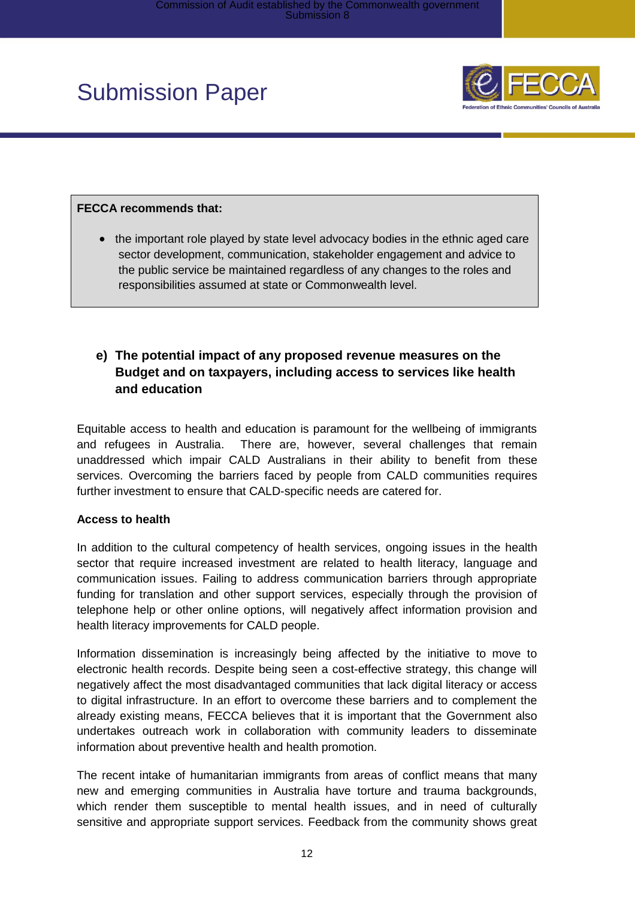**FECCA recommends that:**

- the important role played by state level advocacy bodies in the ethnic aged care sector development, communication, stakeholder engagement and advice to the public service be maintained regardless of any changes to the roles and responsibilities assumed at state or Commonwealth level.

### e) The potential impact of any proposed revenue measures on the Budget and on taxpayers, including access to services like health and education

Equitable access to health and education is paramount for the wellbeing of immigrants and refugees in Australia. There are, however, several challenges that remain unaddressed which impair CALD Australians in their ability to benefit from these services. Overcoming the barriers faced by people from CALD communities requires further investment to ensure that CALD-specific needs are catered for.

**Access to health**

In addition to the cultural competency of health services, ongoing issues in the health sector that require increased investment are related to health literacy, language and communication issues. Failing to address communication barriers through appropriate funding for translation and other support services, especially through the provision of telephone help or other online options, will negatively affect information provision and health literacy improvements for CALD people.

Information dissemination is increasingly being affected by the initiative to move to electronic health records. Despite being seen a cost-effective strategy, this change will negatively affect the most disadvantaged communities that lack digital literacy or access to digital infrastructure. In an effort to overcome these barriers and to complement the already existing means, FECCA believes that it is important that the Government also undertakes outreach work in collaboration with community leaders to disseminate information about preventive health and health promotion.

The recent intake of humanitarian immigrants from areas of conflict means that many new and emerging communities in Australia have torture and trauma backgrounds, which render them susceptible to mental health issues, and in need of culturally sensitive and appropriate support services. Feedback from the community shows great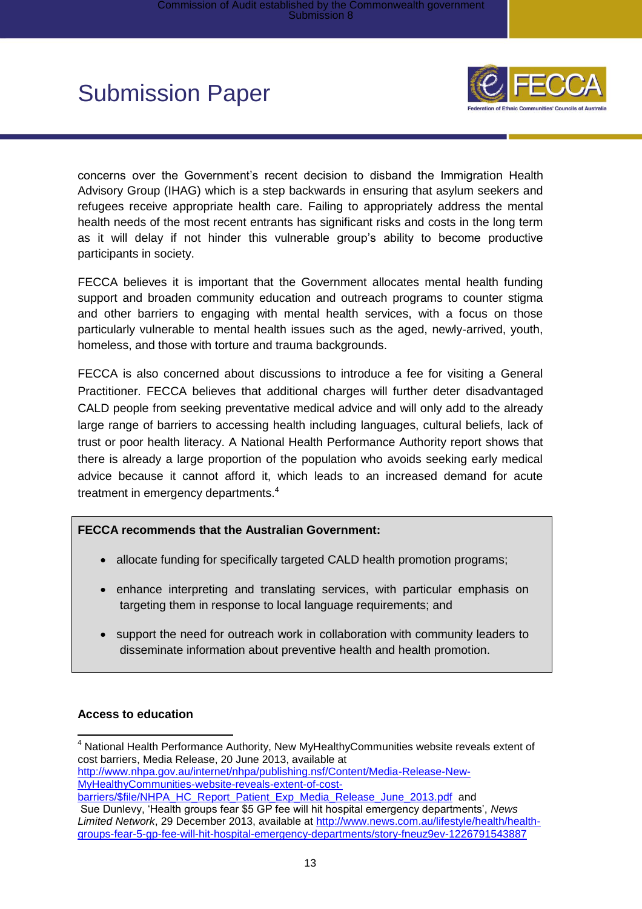concerns over the Government's recent decision to disband the Immigration Health Advisory Group (IHAG) which is a step backwards in ensuring that asylum seekers and refugees receive appropriate health care. Failing to appropriately address the mental health needs of the most recent entrants has significant risks and costs in the long term as it will delay if not hinder this vulnerable group's ability to become productive participants in society.

FECCA believes it is important that the Government allocates mental health funding support and broaden community education and outreach programs to counter stigma and other barriers to engaging with mental health services, with a focus on those particularly vulnerable to mental health issues such as the aged, newly-arrived, youth, homeless, and those with torture and trauma backgrounds.

FECCA is also concerned about discussions to introduce a fee for visiting a General Practitioner. FECCA believes that additional charges will further deter disadvantaged CALD people from seeking preventative medical advice and will only add to the already large range of barriers to accessing health including languages, cultural beliefs, lack of trust or poor health literacy. A National Health Performance Authority report shows that there is already a large proportion of the population who avoids seeking early medical advice because it cannot afford it, which leads to an increased demand for acute treatment in emergency departments.[4]

**FECCA recommends that the Australian Government:**

- allocate funding for specifically targeted CALD health promotion programs;
- enhance interpreting and translating services, with particular emphasis on targeting them in response to local language requirements; and
- support the need for outreach work in collaboration with community leaders to disseminate information about preventive health and health promotion.

**Access to education**

---

[4] National Health Performance Authority, New MyHealthyCommunities website reveals extent of cost barriers, Media Release, 20 June 2013, available at http://www.nhpa.gov.au/internet/nhpa/publishing.nsf/Content/Media-Release-New-MyHealthyCommunities-website-reveals-extent-of-cost-barriers/$file/NHPA_HC_Report_Patient_Exp_Media_Release_June_2013.pdf and Sue Dunlevy, 'Health groups fear $5 GP fee will hit hospital emergency departments', *News Limited Network*, 29 December 2013, available at http://www.news.com.au/lifestyle/health/health-groups-fear-5-gp-fee-will-hit-hospital-emergency-departments/story-fneuz9ev-1226791543887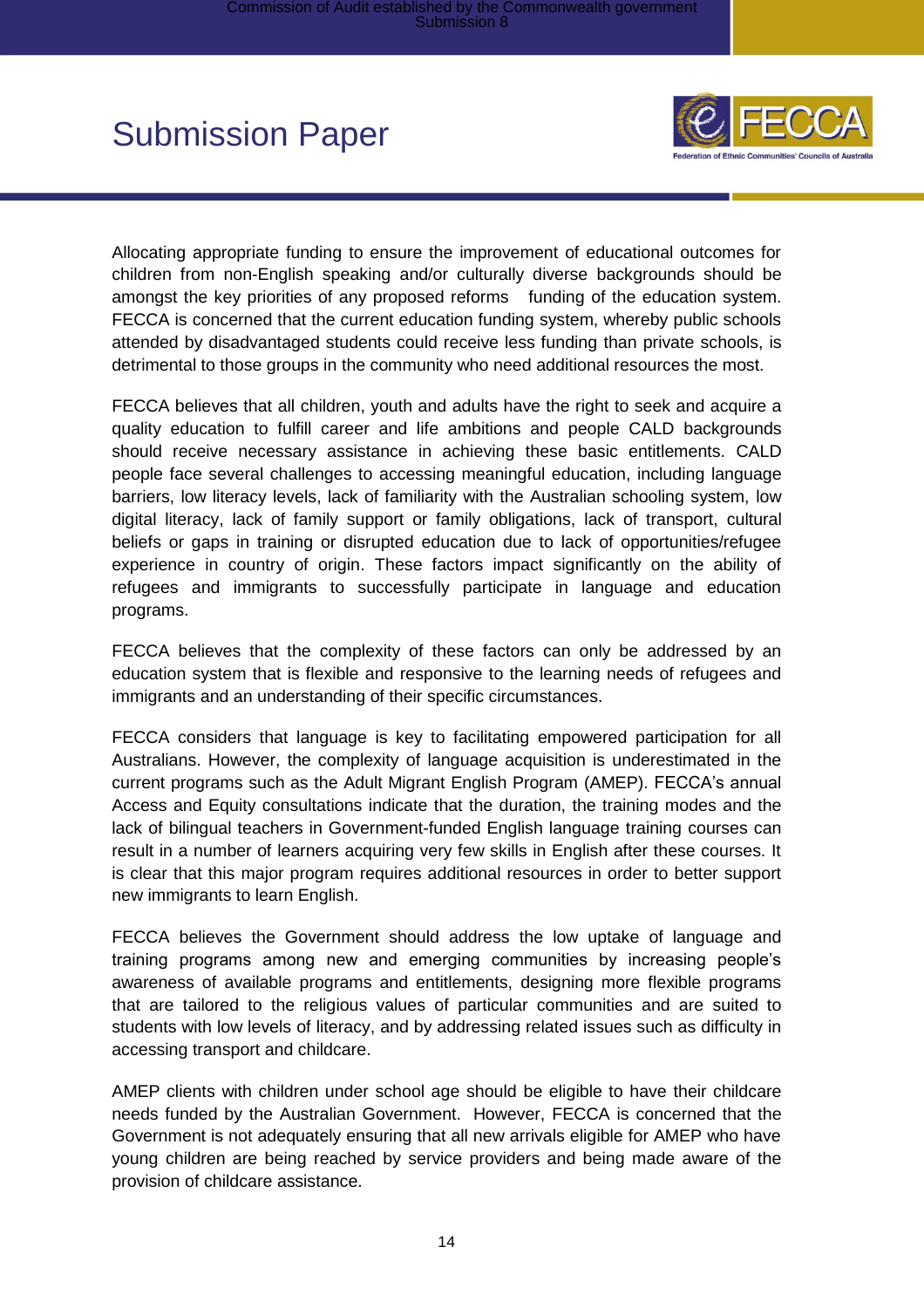Allocating appropriate funding to ensure the improvement of educational outcomes for children from non-English speaking and/or culturally diverse backgrounds should be amongst the key priorities of any proposed reforms funding of the education system. FECCA is concerned that the current education funding system, whereby public schools attended by disadvantaged students could receive less funding than private schools, is detrimental to those groups in the community who need additional resources the most.

FECCA believes that all children, youth and adults have the right to seek and acquire a quality education to fulfill career and life ambitions and people CALD backgrounds should receive necessary assistance in achieving these basic entitlements. CALD people face several challenges to accessing meaningful education, including language barriers, low literacy levels, lack of familiarity with the Australian schooling system, low digital literacy, lack of family support or family obligations, lack of transport, cultural beliefs or gaps in training or disrupted education due to lack of opportunities/refugee experience in country of origin. These factors impact significantly on the ability of refugees and immigrants to successfully participate in language and education programs.

FECCA believes that the complexity of these factors can only be addressed by an education system that is flexible and responsive to the learning needs of refugees and immigrants and an understanding of their specific circumstances.

FECCA considers that language is key to facilitating empowered participation for all Australians. However, the complexity of language acquisition is underestimated in the current programs such as the Adult Migrant English Program (AMEP). FECCA's annual Access and Equity consultations indicate that the duration, the training modes and the lack of bilingual teachers in Government-funded English language training courses can result in a number of learners acquiring very few skills in English after these courses. It is clear that this major program requires additional resources in order to better support new immigrants to learn English.

FECCA believes the Government should address the low uptake of language and training programs among new and emerging communities by increasing people's awareness of available programs and entitlements, designing more flexible programs that are tailored to the religious values of particular communities and are suited to students with low levels of literacy, and by addressing related issues such as difficulty in accessing transport and childcare.

AMEP clients with children under school age should be eligible to have their childcare needs funded by the Australian Government. However, FECCA is concerned that the Government is not adequately ensuring that all new arrivals eligible for AMEP who have young children are being reached by service providers and being made aware of the provision of childcare assistance.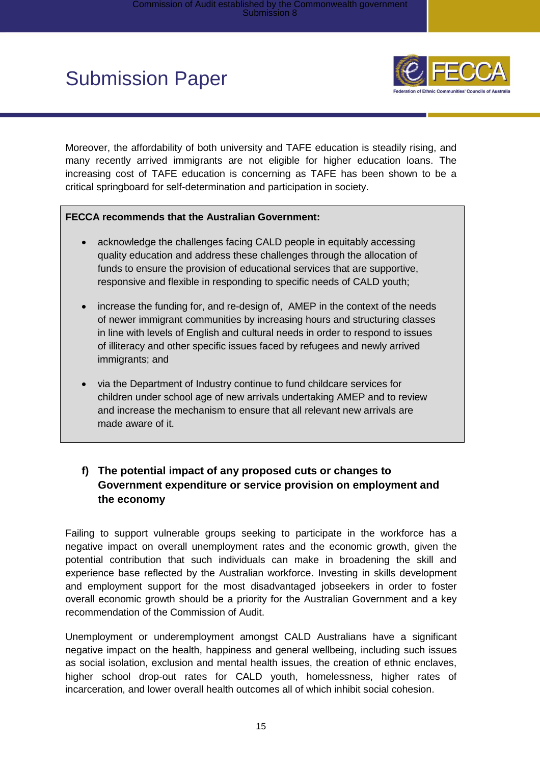Moreover, the affordability of both university and TAFE education is steadily rising, and many recently arrived immigrants are not eligible for higher education loans. The increasing cost of TAFE education is concerning as TAFE has been shown to be a critical springboard for self-determination and participation in society.

**FECCA recommends that the Australian Government:**

- acknowledge the challenges facing CALD people in equitably accessing quality education and address these challenges through the allocation of funds to ensure the provision of educational services that are supportive, responsive and flexible in responding to specific needs of CALD youth;
- increase the funding for, and re-design of, AMEP in the context of the needs of newer immigrant communities by increasing hours and structuring classes in line with levels of English and cultural needs in order to respond to issues of illiteracy and other specific issues faced by refugees and newly arrived immigrants; and
- via the Department of Industry continue to fund childcare services for children under school age of new arrivals undertaking AMEP and to review and increase the mechanism to ensure that all relevant new arrivals are made aware of it.

### f) The potential impact of any proposed cuts or changes to Government expenditure or service provision on employment and the economy

Failing to support vulnerable groups seeking to participate in the workforce has a negative impact on overall unemployment rates and the economic growth, given the potential contribution that such individuals can make in broadening the skill and experience base reflected by the Australian workforce. Investing in skills development and employment support for the most disadvantaged jobseekers in order to foster overall economic growth should be a priority for the Australian Government and a key recommendation of the Commission of Audit.

Unemployment or underemployment amongst CALD Australians have a significant negative impact on the health, happiness and general wellbeing, including such issues as social isolation, exclusion and mental health issues, the creation of ethnic enclaves, higher school drop-out rates for CALD youth, homelessness, higher rates of incarceration, and lower overall health outcomes all of which inhibit social cohesion.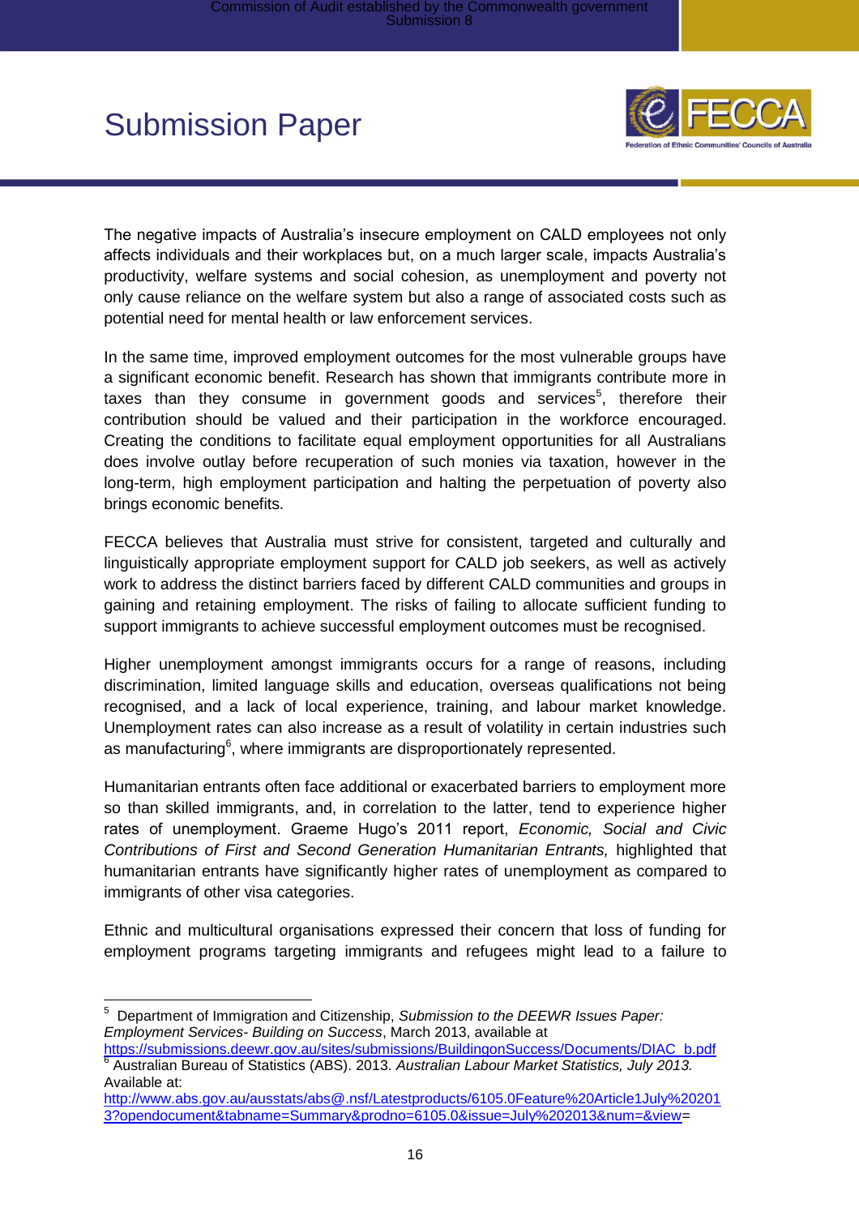The negative impacts of Australia's insecure employment on CALD employees not only affects individuals and their workplaces but, on a much larger scale, impacts Australia's productivity, welfare systems and social cohesion, as unemployment and poverty not only cause reliance on the welfare system but also a range of associated costs such as potential need for mental health or law enforcement services.

In the same time, improved employment outcomes for the most vulnerable groups have a significant economic benefit. Research has shown that immigrants contribute more in taxes than they consume in government goods and services[5], therefore their contribution should be valued and their participation in the workforce encouraged. Creating the conditions to facilitate equal employment opportunities for all Australians does involve outlay before recuperation of such monies via taxation, however in the long-term, high employment participation and halting the perpetuation of poverty also brings economic benefits.

FECCA believes that Australia must strive for consistent, targeted and culturally and linguistically appropriate employment support for CALD job seekers, as well as actively work to address the distinct barriers faced by different CALD communities and groups in gaining and retaining employment. The risks of failing to allocate sufficient funding to support immigrants to achieve successful employment outcomes must be recognised.

Higher unemployment amongst immigrants occurs for a range of reasons, including discrimination, limited language skills and education, overseas qualifications not being recognised, and a lack of local experience, training, and labour market knowledge. Unemployment rates can also increase as a result of volatility in certain industries such as manufacturing[6], where immigrants are disproportionately represented.

Humanitarian entrants often face additional or exacerbated barriers to employment more so than skilled immigrants, and, in correlation to the latter, tend to experience higher rates of unemployment. Graeme Hugo's 2011 report, *Economic, Social and Civic Contributions of First and Second Generation Humanitarian Entrants,* highlighted that humanitarian entrants have significantly higher rates of unemployment as compared to immigrants of other visa categories.

Ethnic and multicultural organisations expressed their concern that loss of funding for employment programs targeting immigrants and refugees might lead to a failure to

---

[5] Department of Immigration and Citizenship, *Submission to the DEEWR Issues Paper: Employment Services- Building on Success*, March 2013, available at https://submissions.deewr.gov.au/sites/submissions/BuildingonSuccess/Documents/DIAC_b.pdf

[6] Australian Bureau of Statistics (ABS). 2013. *Australian Labour Market Statistics, July 2013.* Available at: http://www.abs.gov.au/ausstats/abs@.nsf/Latestproducts/6105.0Feature%20Article1July%202013?opendocument&tabname=Summary&prodno=6105.0&issue=July%202013&num=&view=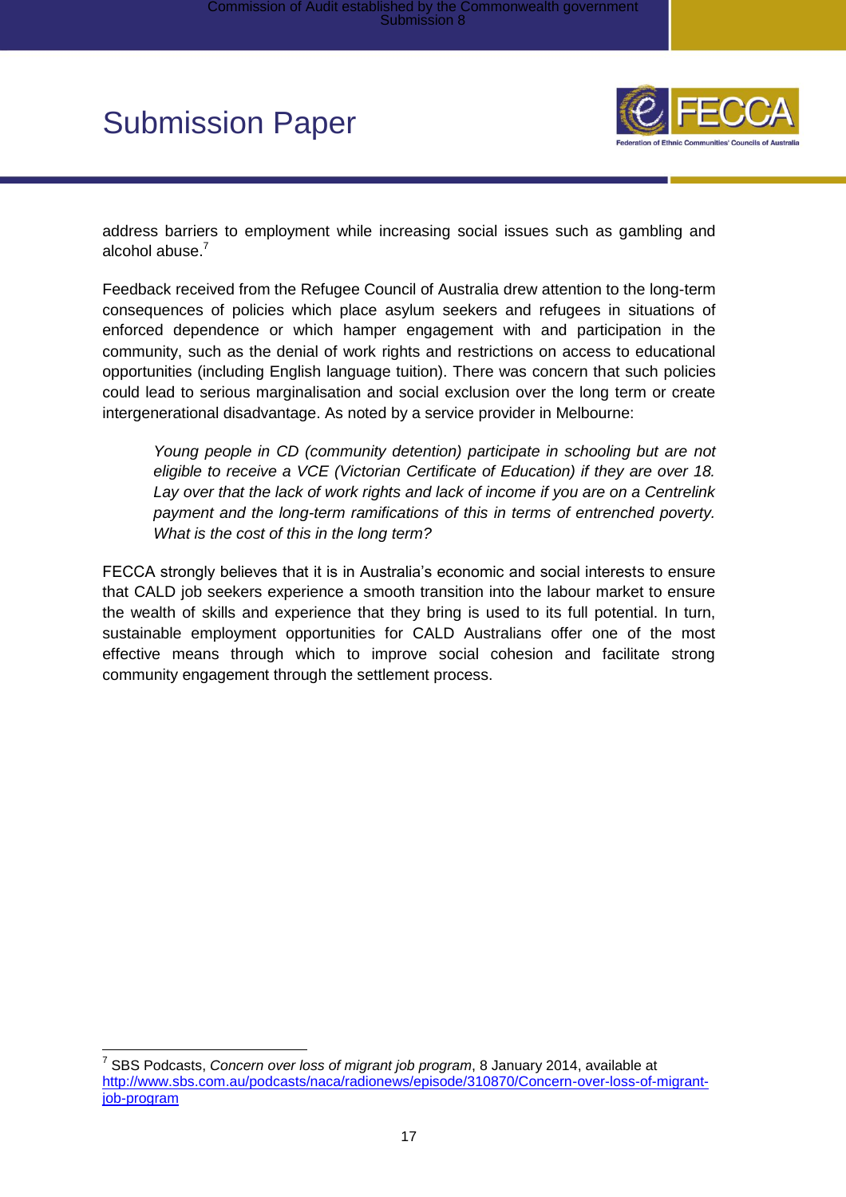address barriers to employment while increasing social issues such as gambling and alcohol abuse.[7]

Feedback received from the Refugee Council of Australia drew attention to the long-term consequences of policies which place asylum seekers and refugees in situations of enforced dependence or which hamper engagement with and participation in the community, such as the denial of work rights and restrictions on access to educational opportunities (including English language tuition). There was concern that such policies could lead to serious marginalisation and social exclusion over the long term or create intergenerational disadvantage. As noted by a service provider in Melbourne:

> *Young people in CD (community detention) participate in schooling but are not eligible to receive a VCE (Victorian Certificate of Education) if they are over 18. Lay over that the lack of work rights and lack of income if you are on a Centrelink payment and the long-term ramifications of this in terms of entrenched poverty. What is the cost of this in the long term?*

FECCA strongly believes that it is in Australia's economic and social interests to ensure that CALD job seekers experience a smooth transition into the labour market to ensure the wealth of skills and experience that they bring is used to its full potential. In turn, sustainable employment opportunities for CALD Australians offer one of the most effective means through which to improve social cohesion and facilitate strong community engagement through the settlement process.

---

[7] SBS Podcasts, *Concern over loss of migrant job program*, 8 January 2014, available at http://www.sbs.com.au/podcasts/naca/radionews/episode/310870/Concern-over-loss-of-migrant-job-program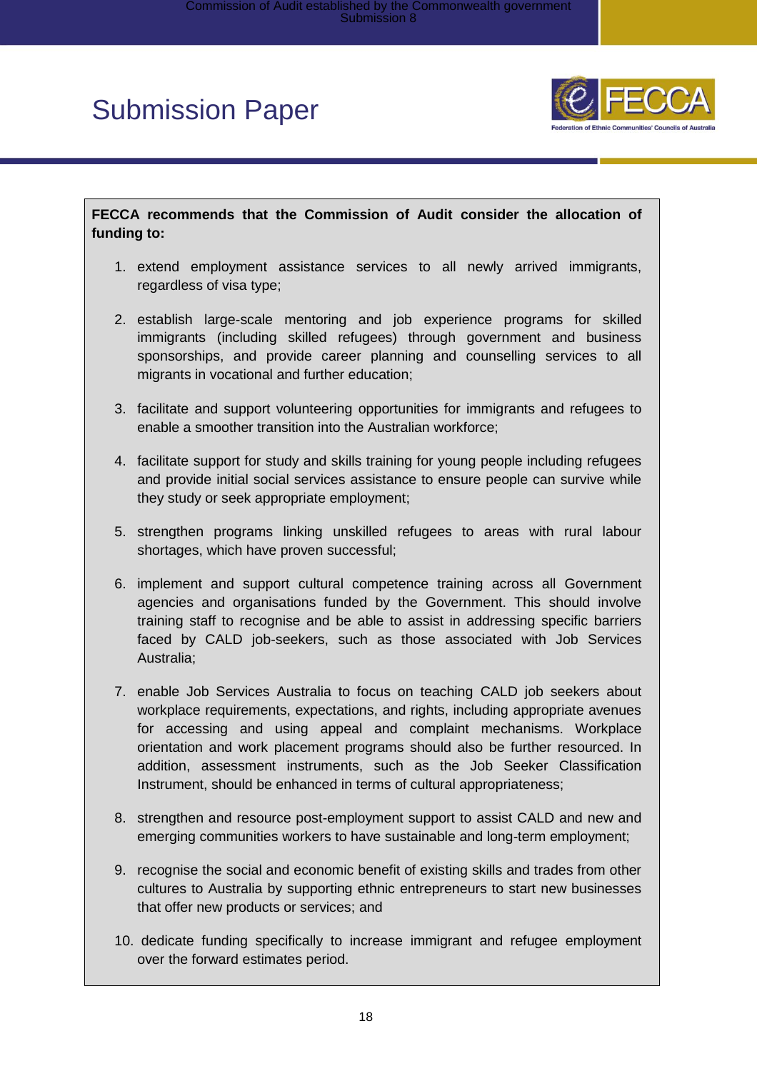**FECCA recommends that the Commission of Audit consider the allocation of funding to:**

1. extend employment assistance services to all newly arrived immigrants, regardless of visa type;

2. establish large-scale mentoring and job experience programs for skilled immigrants (including skilled refugees) through government and business sponsorships, and provide career planning and counselling services to all migrants in vocational and further education;

3. facilitate and support volunteering opportunities for immigrants and refugees to enable a smoother transition into the Australian workforce;

4. facilitate support for study and skills training for young people including refugees and provide initial social services assistance to ensure people can survive while they study or seek appropriate employment;

5. strengthen programs linking unskilled refugees to areas with rural labour shortages, which have proven successful;

6. implement and support cultural competence training across all Government agencies and organisations funded by the Government. This should involve training staff to recognise and be able to assist in addressing specific barriers faced by CALD job-seekers, such as those associated with Job Services Australia;

7. enable Job Services Australia to focus on teaching CALD job seekers about workplace requirements, expectations, and rights, including appropriate avenues for accessing and using appeal and complaint mechanisms. Workplace orientation and work placement programs should also be further resourced. In addition, assessment instruments, such as the Job Seeker Classification Instrument, should be enhanced in terms of cultural appropriateness;

8. strengthen and resource post-employment support to assist CALD and new and emerging communities workers to have sustainable and long-term employment;

9. recognise the social and economic benefit of existing skills and trades from other cultures to Australia by supporting ethnic entrepreneurs to start new businesses that offer new products or services; and

10. dedicate funding specifically to increase immigrant and refugee employment over the forward estimates period.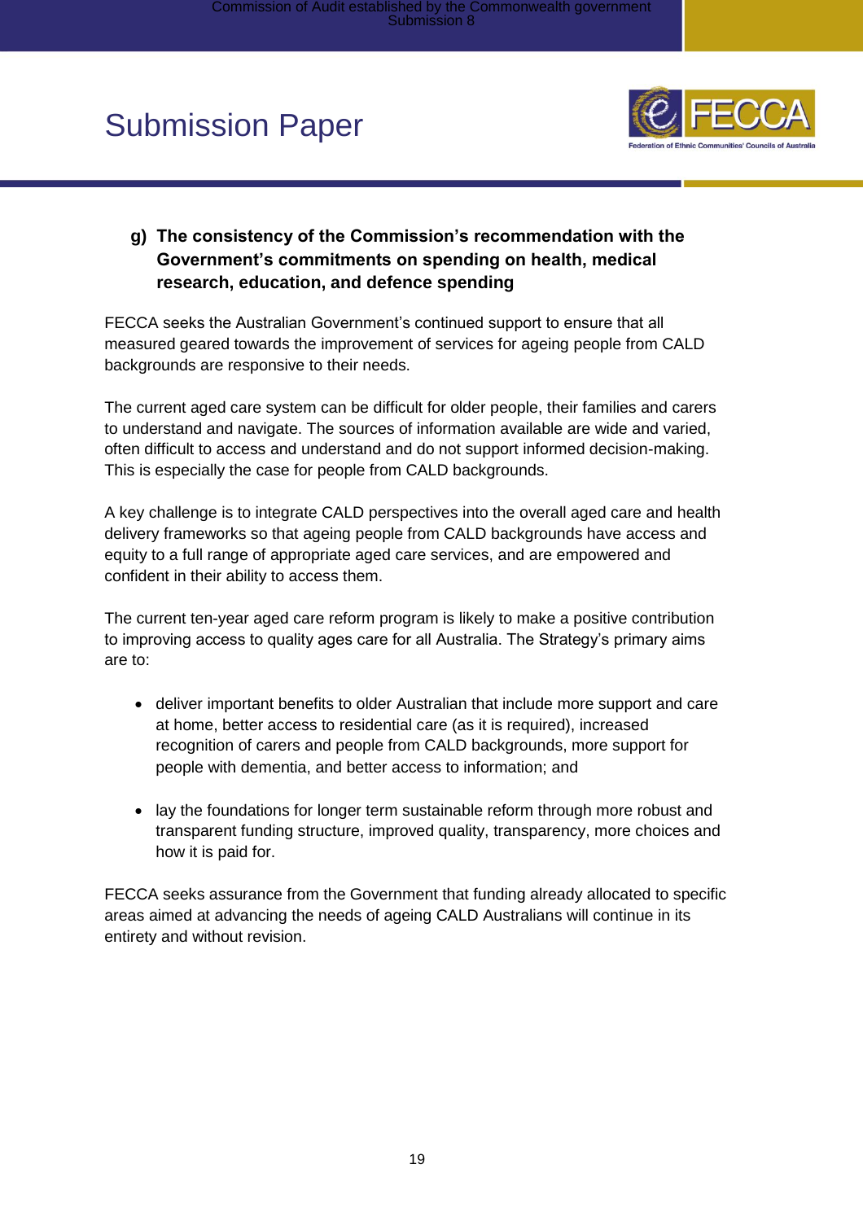### g) The consistency of the Commission's recommendation with the Government's commitments on spending on health, medical research, education, and defence spending

FECCA seeks the Australian Government's continued support to ensure that all measured geared towards the improvement of services for ageing people from CALD backgrounds are responsive to their needs.

The current aged care system can be difficult for older people, their families and carers to understand and navigate. The sources of information available are wide and varied, often difficult to access and understand and do not support informed decision-making. This is especially the case for people from CALD backgrounds.

A key challenge is to integrate CALD perspectives into the overall aged care and health delivery frameworks so that ageing people from CALD backgrounds have access and equity to a full range of appropriate aged care services, and are empowered and confident in their ability to access them.

The current ten-year aged care reform program is likely to make a positive contribution to improving access to quality ages care for all Australia. The Strategy's primary aims are to:

- deliver important benefits to older Australian that include more support and care at home, better access to residential care (as it is required), increased recognition of carers and people from CALD backgrounds, more support for people with dementia, and better access to information; and
- lay the foundations for longer term sustainable reform through more robust and transparent funding structure, improved quality, transparency, more choices and how it is paid for.

FECCA seeks assurance from the Government that funding already allocated to specific areas aimed at advancing the needs of ageing CALD Australians will continue in its entirety and without revision.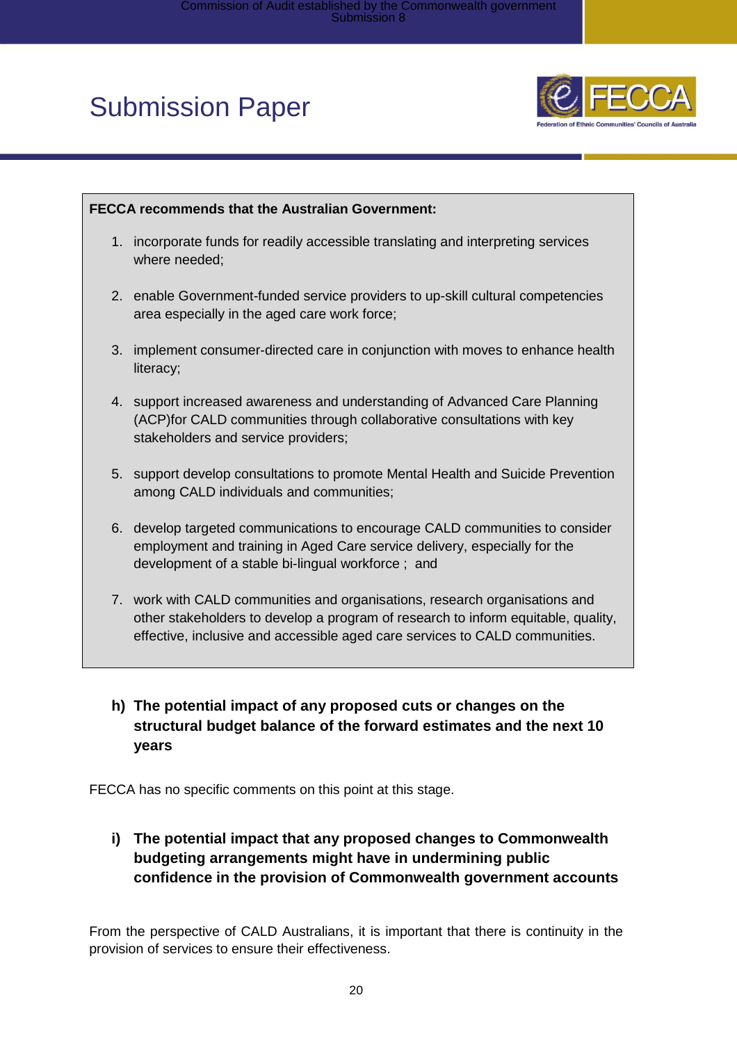**FECCA recommends that the Australian Government:**

1. incorporate funds for readily accessible translating and interpreting services where needed;
2. enable Government-funded service providers to up-skill cultural competencies area especially in the aged care work force;
3. implement consumer-directed care in conjunction with moves to enhance health literacy;
4. support increased awareness and understanding of Advanced Care Planning (ACP)for CALD communities through collaborative consultations with key stakeholders and service providers;
5. support develop consultations to promote Mental Health and Suicide Prevention among CALD individuals and communities;
6. develop targeted communications to encourage CALD communities to consider employment and training in Aged Care service delivery, especially for the development of a stable bi-lingual workforce ; and
7. work with CALD communities and organisations, research organisations and other stakeholders to develop a program of research to inform equitable, quality, effective, inclusive and accessible aged care services to CALD communities.

### h) The potential impact of any proposed cuts or changes on the structural budget balance of the forward estimates and the next 10 years

FECCA has no specific comments on this point at this stage.

### i) The potential impact that any proposed changes to Commonwealth budgeting arrangements might have in undermining public confidence in the provision of Commonwealth government accounts

From the perspective of CALD Australians, it is important that there is continuity in the provision of services to ensure their effectiveness.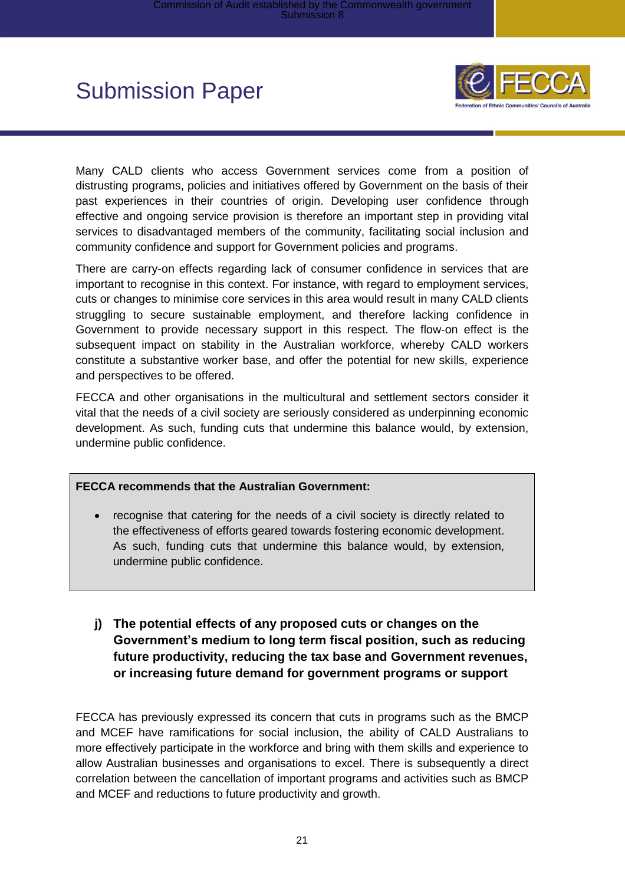Many CALD clients who access Government services come from a position of distrusting programs, policies and initiatives offered by Government on the basis of their past experiences in their countries of origin. Developing user confidence through effective and ongoing service provision is therefore an important step in providing vital services to disadvantaged members of the community, facilitating social inclusion and community confidence and support for Government policies and programs.

There are carry-on effects regarding lack of consumer confidence in services that are important to recognise in this context. For instance, with regard to employment services, cuts or changes to minimise core services in this area would result in many CALD clients struggling to secure sustainable employment, and therefore lacking confidence in Government to provide necessary support in this respect. The flow-on effect is the subsequent impact on stability in the Australian workforce, whereby CALD workers constitute a substantive worker base, and offer the potential for new skills, experience and perspectives to be offered.

FECCA and other organisations in the multicultural and settlement sectors consider it vital that the needs of a civil society are seriously considered as underpinning economic development. As such, funding cuts that undermine this balance would, by extension, undermine public confidence.

> **FECCA recommends that the Australian Government:**
>
> - recognise that catering for the needs of a civil society is directly related to the effectiveness of efforts geared towards fostering economic development. As such, funding cuts that undermine this balance would, by extension, undermine public confidence.

### j) The potential effects of any proposed cuts or changes on the Government's medium to long term fiscal position, such as reducing future productivity, reducing the tax base and Government revenues, or increasing future demand for government programs or support

FECCA has previously expressed its concern that cuts in programs such as the BMCP and MCEF have ramifications for social inclusion, the ability of CALD Australians to more effectively participate in the workforce and bring with them skills and experience to allow Australian businesses and organisations to excel. There is subsequently a direct correlation between the cancellation of important programs and activities such as BMCP and MCEF and reductions to future productivity and growth.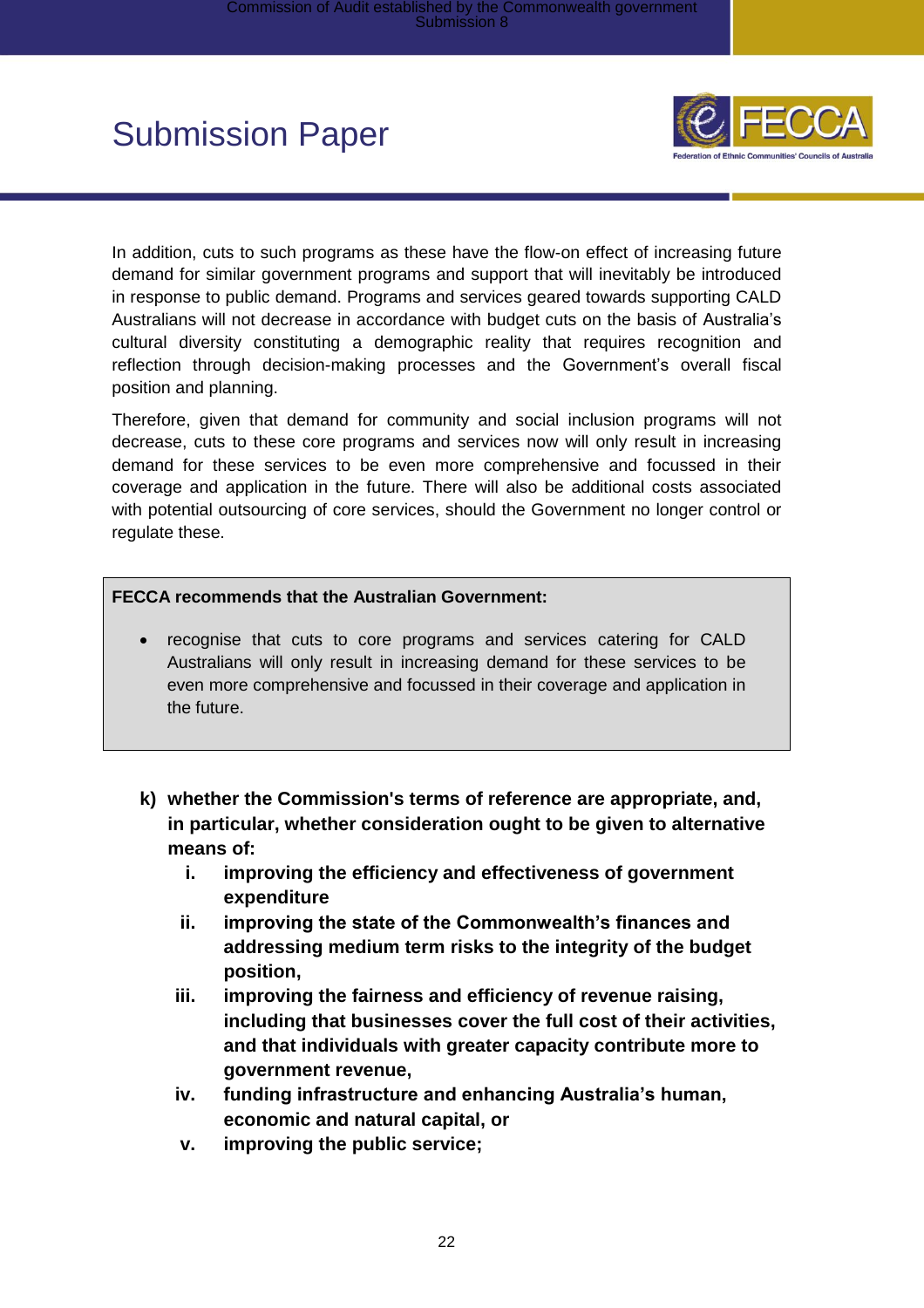In addition, cuts to such programs as these have the flow-on effect of increasing future demand for similar government programs and support that will inevitably be introduced in response to public demand. Programs and services geared towards supporting CALD Australians will not decrease in accordance with budget cuts on the basis of Australia's cultural diversity constituting a demographic reality that requires recognition and reflection through decision-making processes and the Government's overall fiscal position and planning.

Therefore, given that demand for community and social inclusion programs will not decrease, cuts to these core programs and services now will only result in increasing demand for these services to be even more comprehensive and focussed in their coverage and application in the future. There will also be additional costs associated with potential outsourcing of core services, should the Government no longer control or regulate these.

**FECCA recommends that the Australian Government:**

- recognise that cuts to core programs and services catering for CALD Australians will only result in increasing demand for these services to be even more comprehensive and focussed in their coverage and application in the future.

**k) whether the Commission's terms of reference are appropriate, and, in particular, whether consideration ought to be given to alternative means of:**

- **i. improving the efficiency and effectiveness of government expenditure**
- **ii. improving the state of the Commonwealth's finances and addressing medium term risks to the integrity of the budget position,**
- **iii. improving the fairness and efficiency of revenue raising, including that businesses cover the full cost of their activities, and that individuals with greater capacity contribute more to government revenue,**
- **iv. funding infrastructure and enhancing Australia's human, economic and natural capital, or**
- **v. improving the public service;**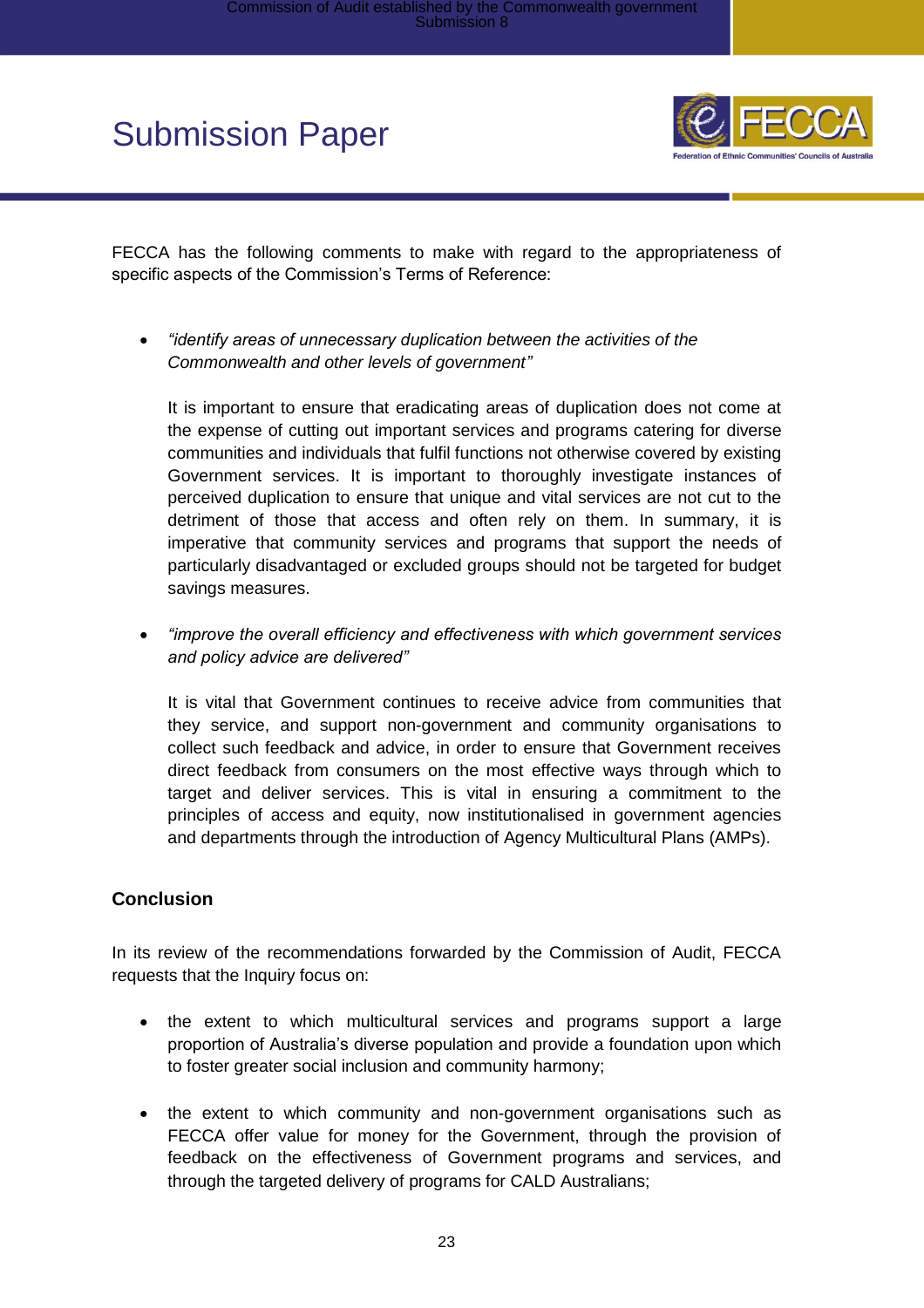FECCA has the following comments to make with regard to the appropriateness of specific aspects of the Commission's Terms of Reference:

- *"identify areas of unnecessary duplication between the activities of the Commonwealth and other levels of government"*

  It is important to ensure that eradicating areas of duplication does not come at the expense of cutting out important services and programs catering for diverse communities and individuals that fulfil functions not otherwise covered by existing Government services. It is important to thoroughly investigate instances of perceived duplication to ensure that unique and vital services are not cut to the detriment of those that access and often rely on them. In summary, it is imperative that community services and programs that support the needs of particularly disadvantaged or excluded groups should not be targeted for budget savings measures.

- *"improve the overall efficiency and effectiveness with which government services and policy advice are delivered"*

  It is vital that Government continues to receive advice from communities that they service, and support non-government and community organisations to collect such feedback and advice, in order to ensure that Government receives direct feedback from consumers on the most effective ways through which to target and deliver services. This is vital in ensuring a commitment to the principles of access and equity, now institutionalised in government agencies and departments through the introduction of Agency Multicultural Plans (AMPs).

## Conclusion

In its review of the recommendations forwarded by the Commission of Audit, FECCA requests that the Inquiry focus on:

- the extent to which multicultural services and programs support a large proportion of Australia's diverse population and provide a foundation upon which to foster greater social inclusion and community harmony;

- the extent to which community and non-government organisations such as FECCA offer value for money for the Government, through the provision of feedback on the effectiveness of Government programs and services, and through the targeted delivery of programs for CALD Australians;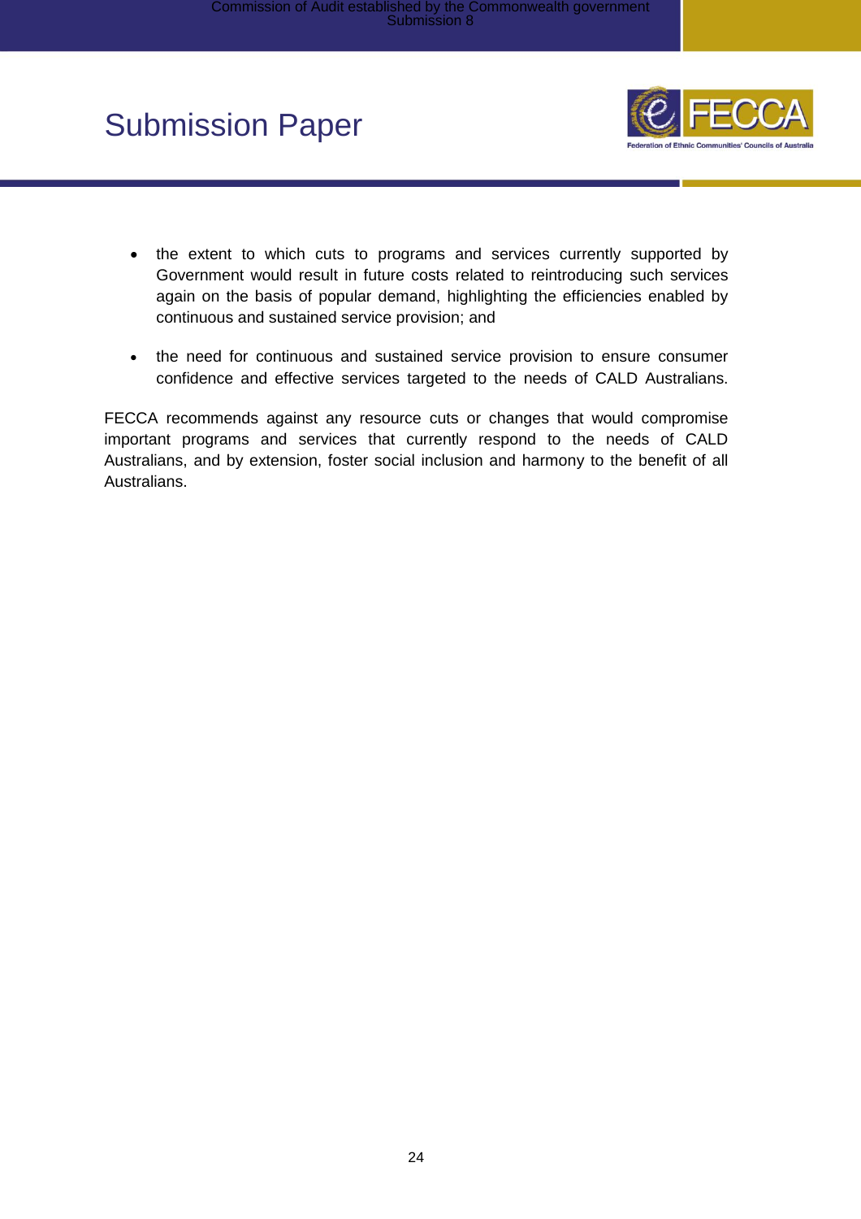- the extent to which cuts to programs and services currently supported by Government would result in future costs related to reintroducing such services again on the basis of popular demand, highlighting the efficiencies enabled by continuous and sustained service provision; and

- the need for continuous and sustained service provision to ensure consumer confidence and effective services targeted to the needs of CALD Australians.

FECCA recommends against any resource cuts or changes that would compromise important programs and services that currently respond to the needs of CALD Australians, and by extension, foster social inclusion and harmony to the benefit of all Australians.